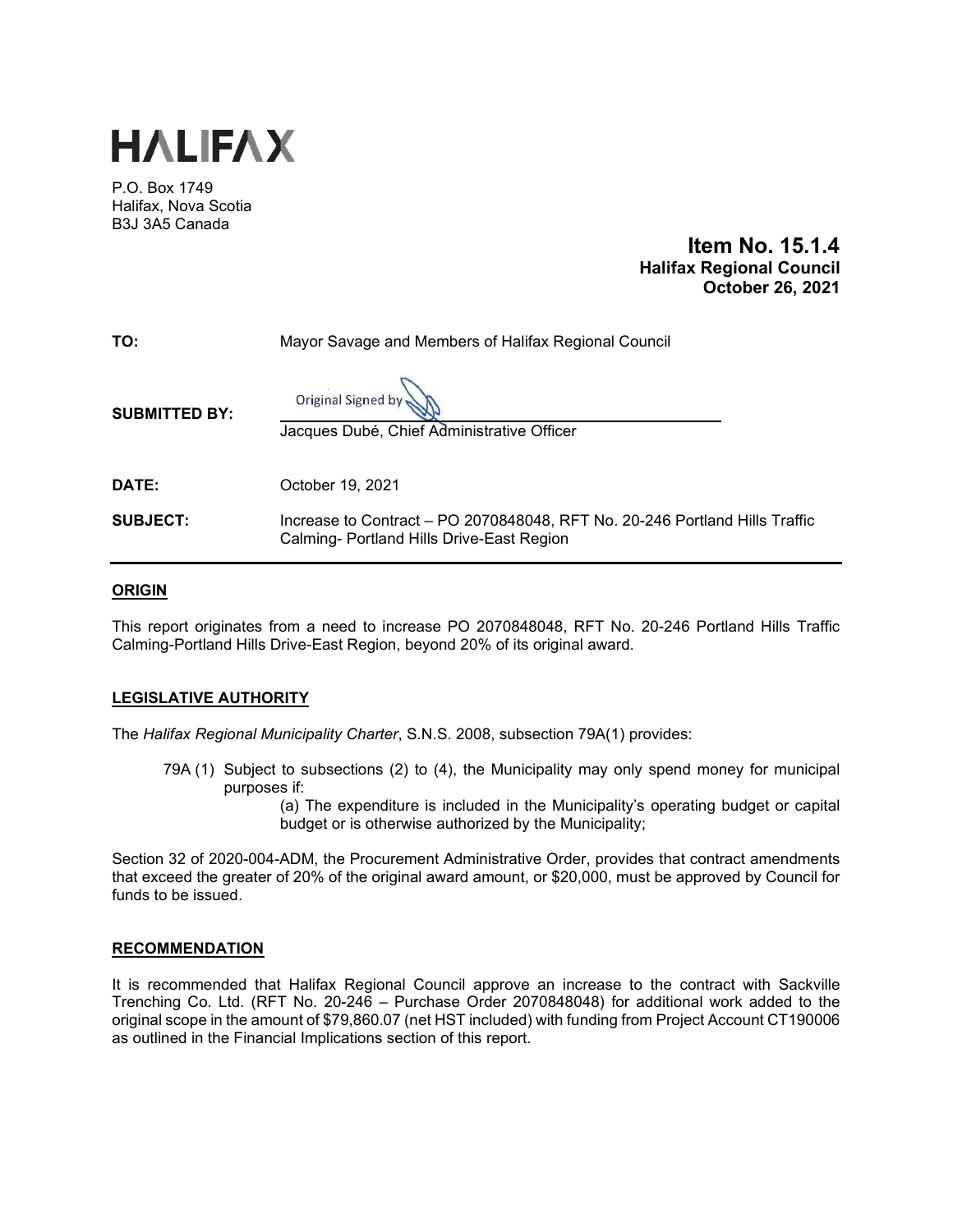# HALIFAX

P.O. Box 1749
Halifax, Nova Scotia
B3J 3A5 Canada

**Item No. 15.1.4**
**Halifax Regional Council**
**October 26, 2021**

**TO:** Mayor Savage and Members of Halifax Regional Council

**SUBMITTED BY:** Original Signed by

Jacques Dubé, Chief Administrative Officer

**DATE:** October 19, 2021

**SUBJECT:** Increase to Contract – PO 2070848048, RFT No. 20-246 Portland Hills Traffic Calming- Portland Hills Drive-East Region

## ORIGIN

This report originates from a need to increase PO 2070848048, RFT No. 20-246 Portland Hills Traffic Calming-Portland Hills Drive-East Region, beyond 20% of its original award.

## LEGISLATIVE AUTHORITY

The *Halifax Regional Municipality Charter*, S.N.S. 2008, subsection 79A(1) provides:

> 79A (1) Subject to subsections (2) to (4), the Municipality may only spend money for municipal purposes if:
>
> (a) The expenditure is included in the Municipality's operating budget or capital budget or is otherwise authorized by the Municipality;

Section 32 of 2020-004-ADM, the Procurement Administrative Order, provides that contract amendments that exceed the greater of 20% of the original award amount, or $20,000, must be approved by Council for funds to be issued.

## RECOMMENDATION

It is recommended that Halifax Regional Council approve an increase to the contract with Sackville Trenching Co. Ltd. (RFT No. 20-246 – Purchase Order 2070848048) for additional work added to the original scope in the amount of $79,860.07 (net HST included) with funding from Project Account CT190006 as outlined in the Financial Implications section of this report.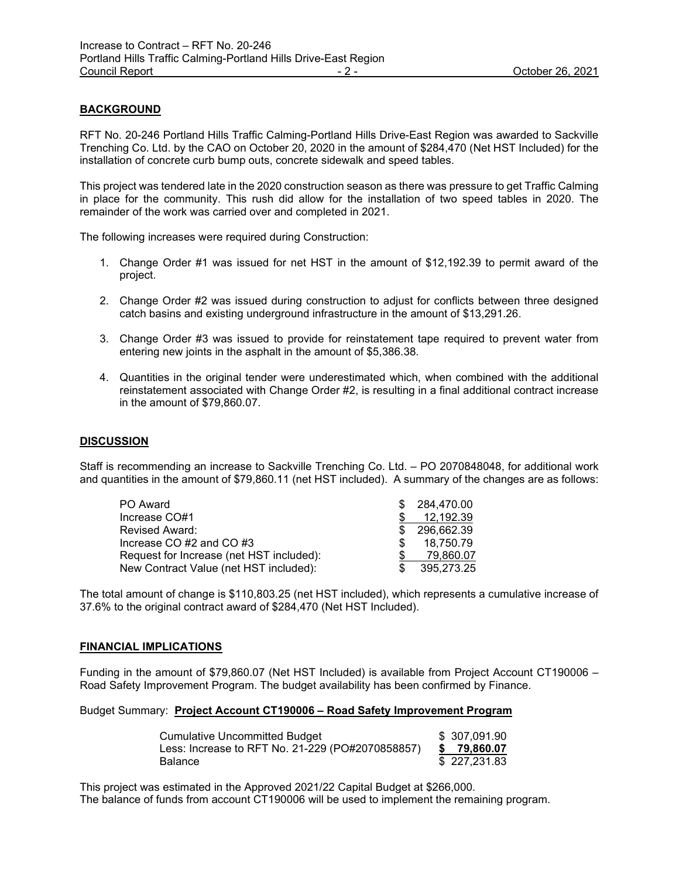## BACKGROUND

RFT No. 20-246 Portland Hills Traffic Calming-Portland Hills Drive-East Region was awarded to Sackville Trenching Co. Ltd. by the CAO on October 20, 2020 in the amount of $284,470 (Net HST Included) for the installation of concrete curb bump outs, concrete sidewalk and speed tables.

This project was tendered late in the 2020 construction season as there was pressure to get Traffic Calming in place for the community. This rush did allow for the installation of two speed tables in 2020. The remainder of the work was carried over and completed in 2021.

The following increases were required during Construction:

1. Change Order #1 was issued for net HST in the amount of $12,192.39 to permit award of the project.

2. Change Order #2 was issued during construction to adjust for conflicts between three designed catch basins and existing underground infrastructure in the amount of $13,291.26.

3. Change Order #3 was issued to provide for reinstatement tape required to prevent water from entering new joints in the asphalt in the amount of $5,386.38.

4. Quantities in the original tender were underestimated which, when combined with the additional reinstatement associated with Change Order #2, is resulting in a final additional contract increase in the amount of $79,860.07.

## DISCUSSION

Staff is recommending an increase to Sackville Trenching Co. Ltd. – PO 2070848048, for additional work and quantities in the amount of $79,860.11 (net HST included). A summary of the changes are as follows:

| | |
|---|---|
| PO Award | $ 284,470.00 |
| Increase CO#1 | $ 12,192.39 |
| Revised Award: | $ 296,662.39 |
| Increase CO #2 and CO #3 | $ 18,750.79 |
| Request for Increase (net HST included): | $ 79,860.07 |
| New Contract Value (net HST included): | $ 395,273.25 |

The total amount of change is $110,803.25 (net HST included), which represents a cumulative increase of 37.6% to the original contract award of $284,470 (Net HST Included).

## FINANCIAL IMPLICATIONS

Funding in the amount of $79,860.07 (Net HST Included) is available from Project Account CT190006 – Road Safety Improvement Program. The budget availability has been confirmed by Finance.

Budget Summary: **Project Account CT190006 – Road Safety Improvement Program**

| | |
|---|---|
| Cumulative Uncommitted Budget | $ 307,091.90 |
| Less: Increase to RFT No. 21-229 (PO#2070858857) | **$ 79,860.07** |
| Balance | $ 227,231.83 |

This project was estimated in the Approved 2021/22 Capital Budget at $266,000.
The balance of funds from account CT190006 will be used to implement the remaining program.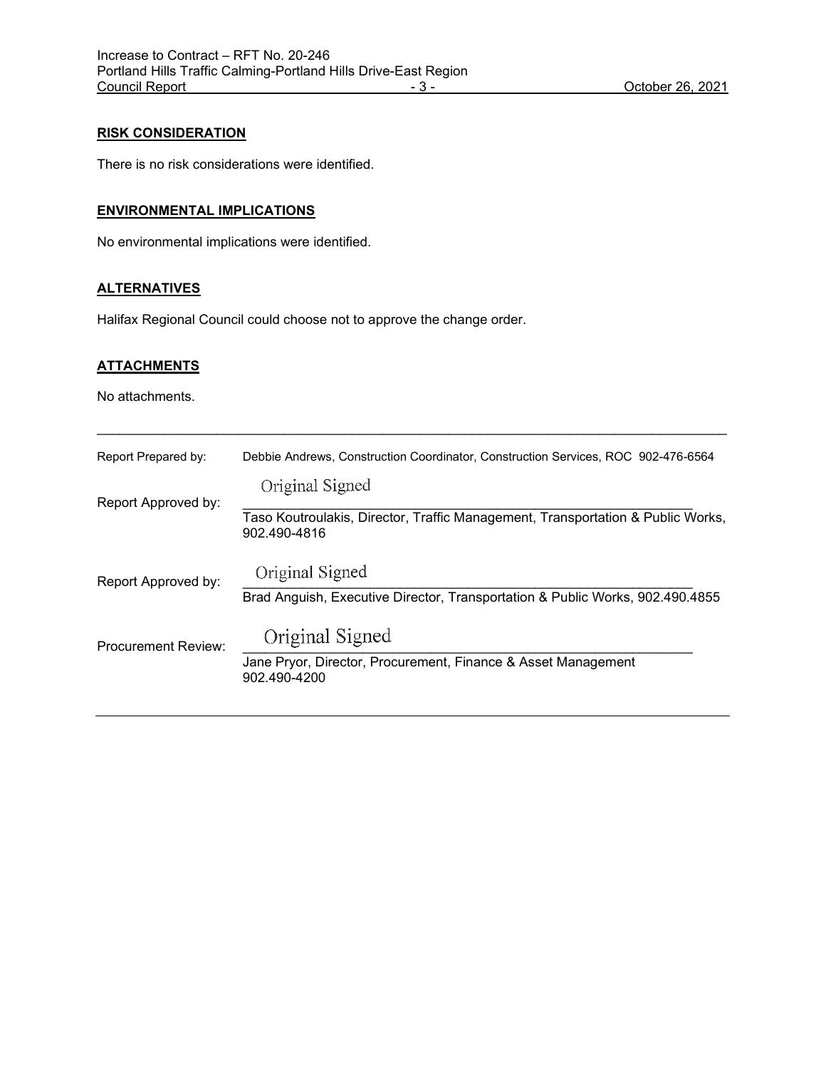## RISK CONSIDERATION

There is no risk considerations were identified.

## ENVIRONMENTAL IMPLICATIONS

No environmental implications were identified.

## ALTERNATIVES

Halifax Regional Council could choose not to approve the change order.

## ATTACHMENTS

No attachments.

---

Report Prepared by: Debbie Andrews, Construction Coordinator, Construction Services, ROC 902-476-6564

Report Approved by: Original Signed
Taso Koutroulakis, Director, Traffic Management, Transportation & Public Works, 902.490-4816

Report Approved by: Original Signed
Brad Anguish, Executive Director, Transportation & Public Works, 902.490.4855

Procurement Review: Original Signed
Jane Pryor, Director, Procurement, Finance & Asset Management 902.490-4200